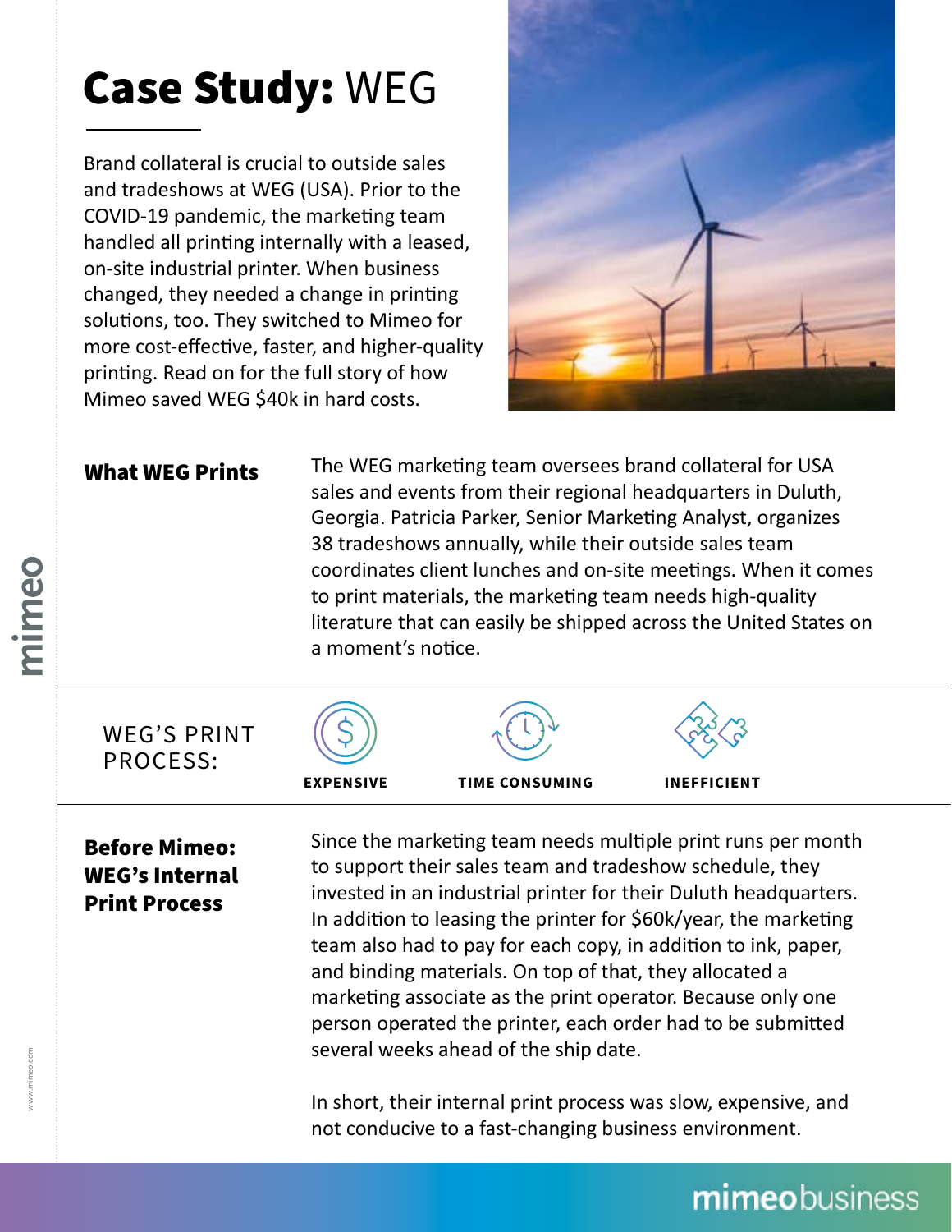# **Case Study:** WEG

Brand collateral is crucial to outside sales and tradeshows at WEG (USA). Prior to the COVID-19 pandemic, the marketing team handled all printing internally with a leased, on-site industrial printer. When business changed, they needed a change in printing solutions, too. They switched to Mimeo for more cost-effective, faster, and higher-quality printing. Read on for the full story of how Mimeo saved WEG $40k in hard costs.

## What WEG Prints

The WEG marketing team oversees brand collateral for USA sales and events from their regional headquarters in Duluth, Georgia. Patricia Parker, Senior Marketing Analyst, organizes 38 tradeshows annually, while their outside sales team coordinates client lunches and on-site meetings. When it comes to print materials, the marketing team needs high-quality literature that can easily be shipped across the United States on a moment's notice.

WEG'S PRINT PROCESS:

- **EXPENSIVE**
- **TIME CONSUMING**
- **INEFFICIENT**

## Before Mimeo: WEG's Internal Print Process

Since the marketing team needs multiple print runs per month to support their sales team and tradeshow schedule, they invested in an industrial printer for their Duluth headquarters. In addition to leasing the printer for $60k/year, the marketing team also had to pay for each copy, in addition to ink, paper, and binding materials. On top of that, they allocated a marketing associate as the print operator. Because only one person operated the printer, each order had to be submitted several weeks ahead of the ship date.

In short, their internal print process was slow, expensive, and not conducive to a fast-changing business environment.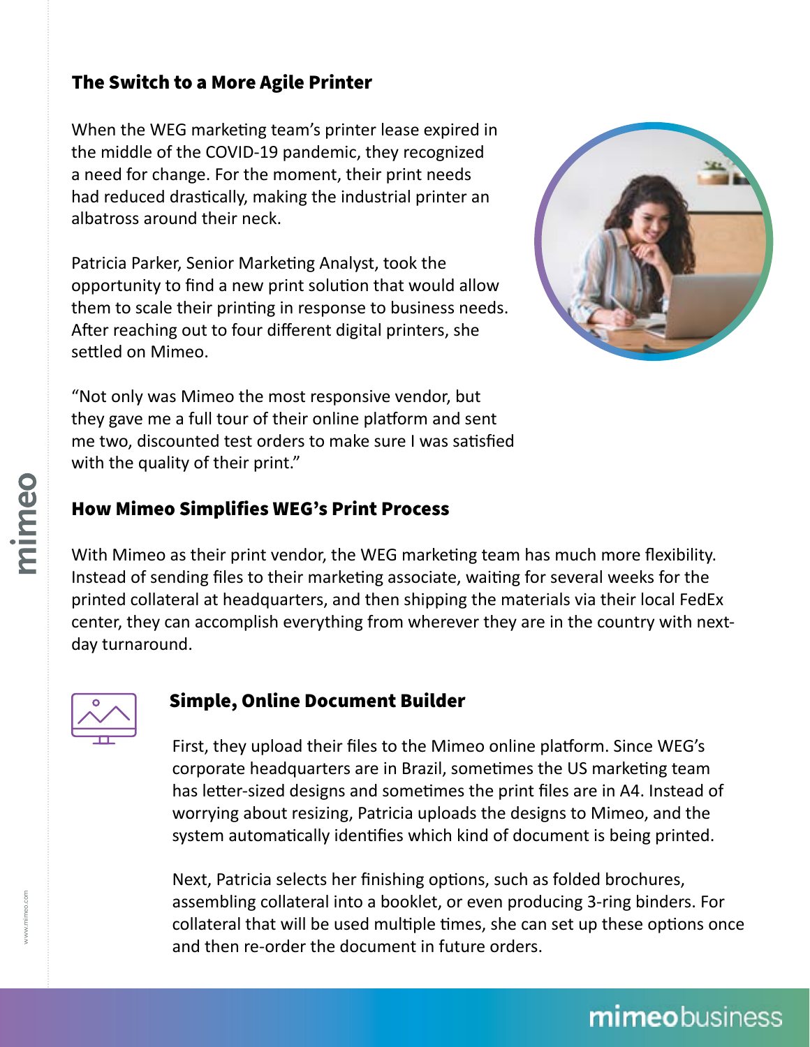## The Switch to a More Agile Printer

When the WEG marketing team's printer lease expired in the middle of the COVID-19 pandemic, they recognized a need for change. For the moment, their print needs had reduced drastically, making the industrial printer an albatross around their neck.

Patricia Parker, Senior Marketing Analyst, took the opportunity to find a new print solution that would allow them to scale their printing in response to business needs. After reaching out to four different digital printers, she settled on Mimeo.

"Not only was Mimeo the most responsive vendor, but they gave me a full tour of their online platform and sent me two, discounted test orders to make sure I was satisfied with the quality of their print."

## How Mimeo Simplifies WEG's Print Process

With Mimeo as their print vendor, the WEG marketing team has much more flexibility. Instead of sending files to their marketing associate, waiting for several weeks for the printed collateral at headquarters, and then shipping the materials via their local FedEx center, they can accomplish everything from wherever they are in the country with next-day turnaround.

### Simple, Online Document Builder

First, they upload their files to the Mimeo online platform. Since WEG's corporate headquarters are in Brazil, sometimes the US marketing team has letter-sized designs and sometimes the print files are in A4. Instead of worrying about resizing, Patricia uploads the designs to Mimeo, and the system automatically identifies which kind of document is being printed.

Next, Patricia selects her finishing options, such as folded brochures, assembling collateral into a booklet, or even producing 3-ring binders. For collateral that will be used multiple times, she can set up these options once and then re-order the document in future orders.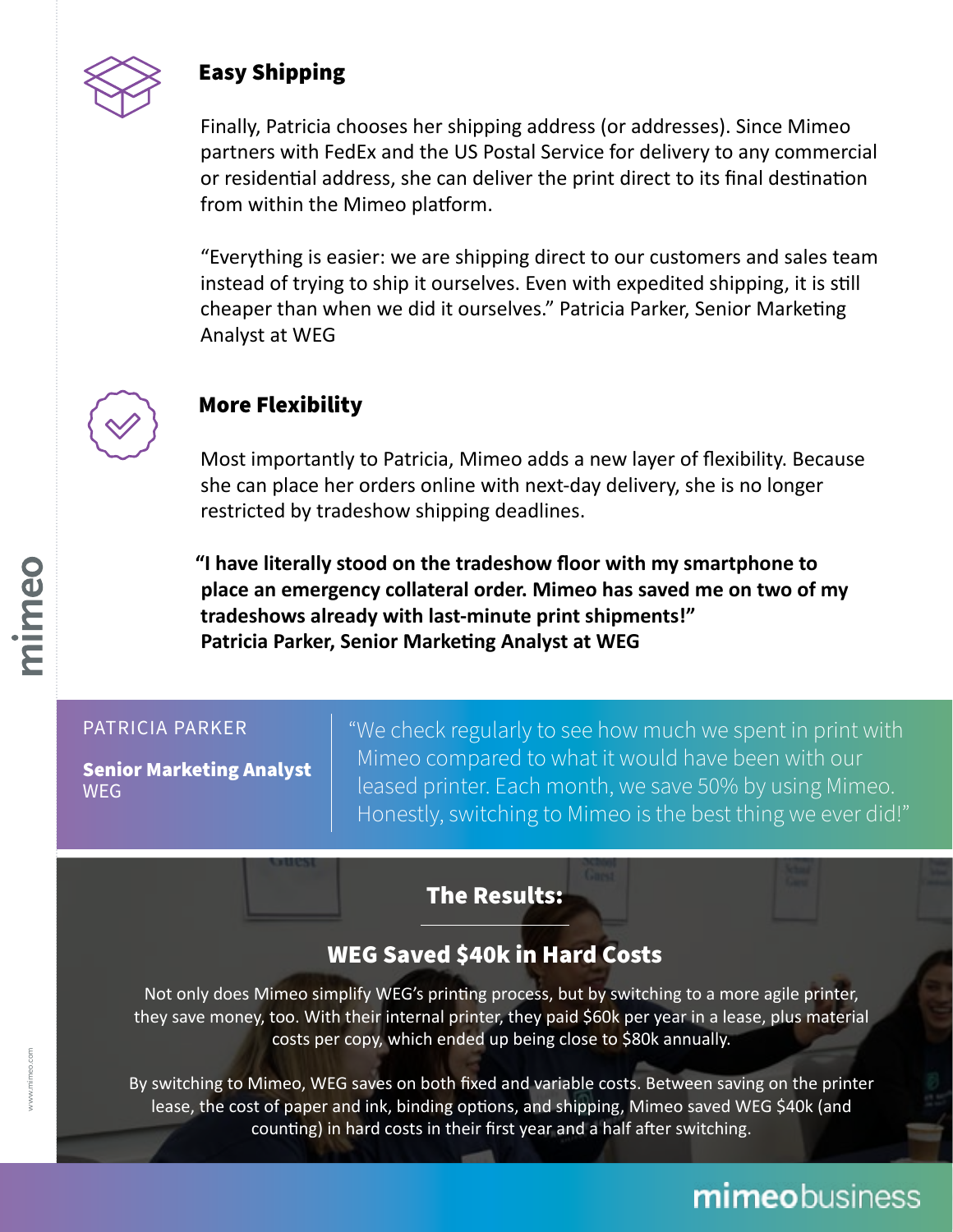## Easy Shipping

Finally, Patricia chooses her shipping address (or addresses). Since Mimeo partners with FedEx and the US Postal Service for delivery to any commercial or residential address, she can deliver the print direct to its final destination from within the Mimeo platform.

"Everything is easier: we are shipping direct to our customers and sales team instead of trying to ship it ourselves. Even with expedited shipping, it is still cheaper than when we did it ourselves." Patricia Parker, Senior Marketing Analyst at WEG

## More Flexibility

Most importantly to Patricia, Mimeo adds a new layer of flexibility. Because she can place her orders online with next-day delivery, she is no longer restricted by tradeshow shipping deadlines.

**"I have literally stood on the tradeshow floor with my smartphone to place an emergency collateral order. Mimeo has saved me on two of my tradeshows already with last-minute print shipments!"**
**Patricia Parker, Senior Marketing Analyst at WEG**

PATRICIA PARKER

**Senior Marketing Analyst**
WEG

"We check regularly to see how much we spent in print with Mimeo compared to what it would have been with our leased printer. Each month, we save 50% by using Mimeo. Honestly, switching to Mimeo is the best thing we ever did!"

## The Results:

### WEG Saved $40k in Hard Costs

Not only does Mimeo simplify WEG's printing process, but by switching to a more agile printer, they save money, too. With their internal printer, they paid $60k per year in a lease, plus material costs per copy, which ended up being close to $80k annually.

By switching to Mimeo, WEG saves on both fixed and variable costs. Between saving on the printer lease, the cost of paper and ink, binding options, and shipping, Mimeo saved WEG $40k (and counting) in hard costs in their first year and a half after switching.